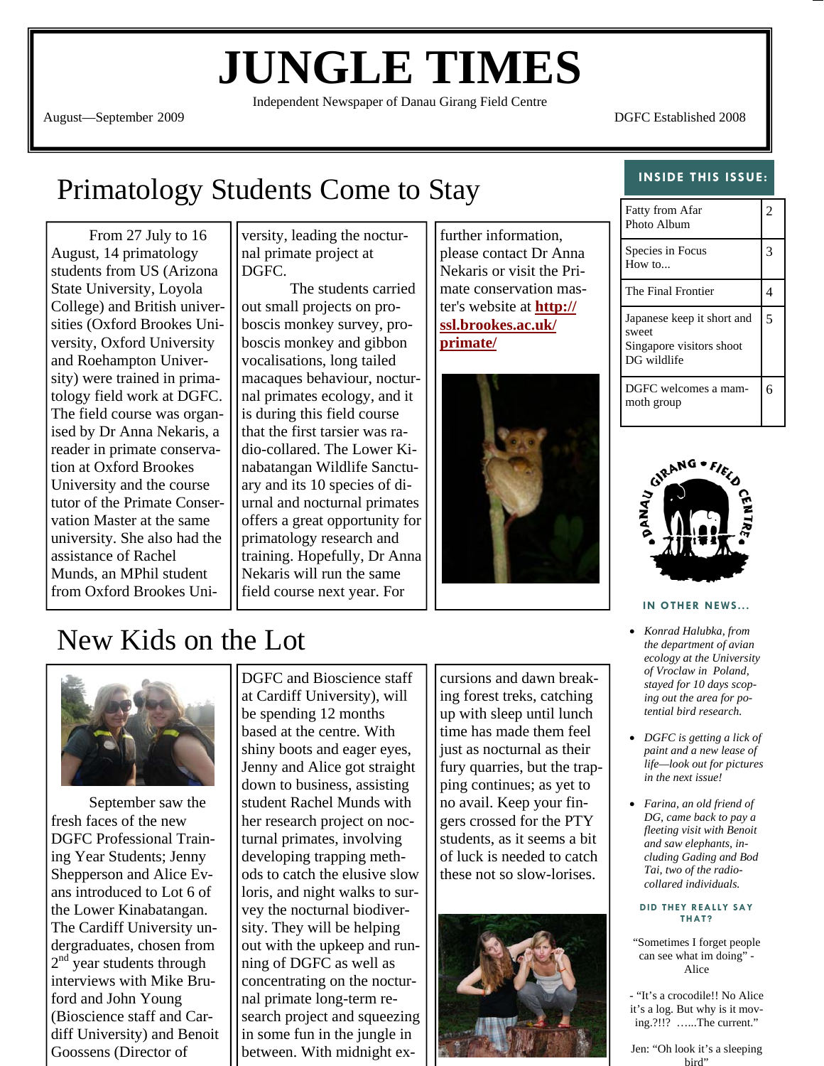# JUNGLE TIMES

Independent Newspaper of Danau Girang Field Centre

August—September 2009

DGFC Established 2008

## Primatology Students Come to Stay

From 27 July to 16 August, 14 primatology students from US (Arizona State University, Loyola College) and British universities (Oxford Brookes University, Oxford University and Roehampton University) were trained in primatology field work at DGFC. The field course was organised by Dr Anna Nekaris, a reader in primate conservation at Oxford Brookes University and the course tutor of the Primate Conservation Master at the same university. She also had the assistance of Rachel Munds, an MPhil student from Oxford Brookes University, leading the nocturnal primate project at DGFC.

The students carried out small projects on proboscis monkey survey, proboscis monkey and gibbon vocalisations, long tailed macaques behaviour, nocturnal primates ecology, and it is during this field course that the first tarsier was radio-collared. The Lower Kinabatangan Wildlife Sanctuary and its 10 species of diurnal and nocturnal primates offers a great opportunity for primatology research and training. Hopefully, Dr Anna Nekaris will run the same field course next year. For further information, please contact Dr Anna Nekaris or visit the Primate conservation master's website at **http://ssl.brookes.ac.uk/primate/**

## New Kids on the Lot

September saw the fresh faces of the new DGFC Professional Training Year Students; Jenny Shepperson and Alice Evans introduced to Lot 6 of the Lower Kinabatangan. The Cardiff University undergraduates, chosen from 2nd year students through interviews with Mike Bruford and John Young (Bioscience staff and Cardiff University) and Benoit Goossens (Director of DGFC and Bioscience staff at Cardiff University), will be spending 12 months based at the centre. With shiny boots and eager eyes, Jenny and Alice got straight down to business, assisting student Rachel Munds with her research project on nocturnal primates, involving developing trapping methods to catch the elusive slow loris, and night walks to survey the nocturnal biodiversity. They will be helping out with the upkeep and running of DGFC as well as concentrating on the nocturnal primate long-term research project and squeezing in some fun in the jungle in between. With midnight excursions and dawn breaking forest treks, catching up with sleep until lunch time has made them feel just as nocturnal as their fury quarries, but the trapping continues; as yet to no avail. Keep your fingers crossed for the PTY students, as it seems a bit of luck is needed to catch these not so slow-lorises.

---

**INSIDE THIS ISSUE:**

| | |
|---|---|
| Fatty from Afar<br>Photo Album | 2 |
| Species in Focus<br>How to... | 3 |
| The Final Frontier | 4 |
| Japanese keep it short and sweet<br>Singapore visitors shoot DG wildlife | 5 |
| DGFC welcomes a mammoth group | 6 |

**IN OTHER NEWS...**

- *Konrad Halubka, from the department of avian ecology at the University of Vroclaw in Poland, stayed for 10 days scoping out the area for potential bird research.*
- *DGFC is getting a lick of paint and a new lease of life—look out for pictures in the next issue!*
- *Farina, an old friend of DG, came back to pay a fleeting visit with Benoit and saw elephants, including Gading and Bod Tai, two of the radio-collared individuals.*

**DID THEY REALLY SAY THAT?**

"Sometimes I forget people can see what im doing" - Alice

- "It's a crocodile!! No Alice it's a log. But why is it moving.?!!? …...The current."

Jen: "Oh look it's a sleeping bird"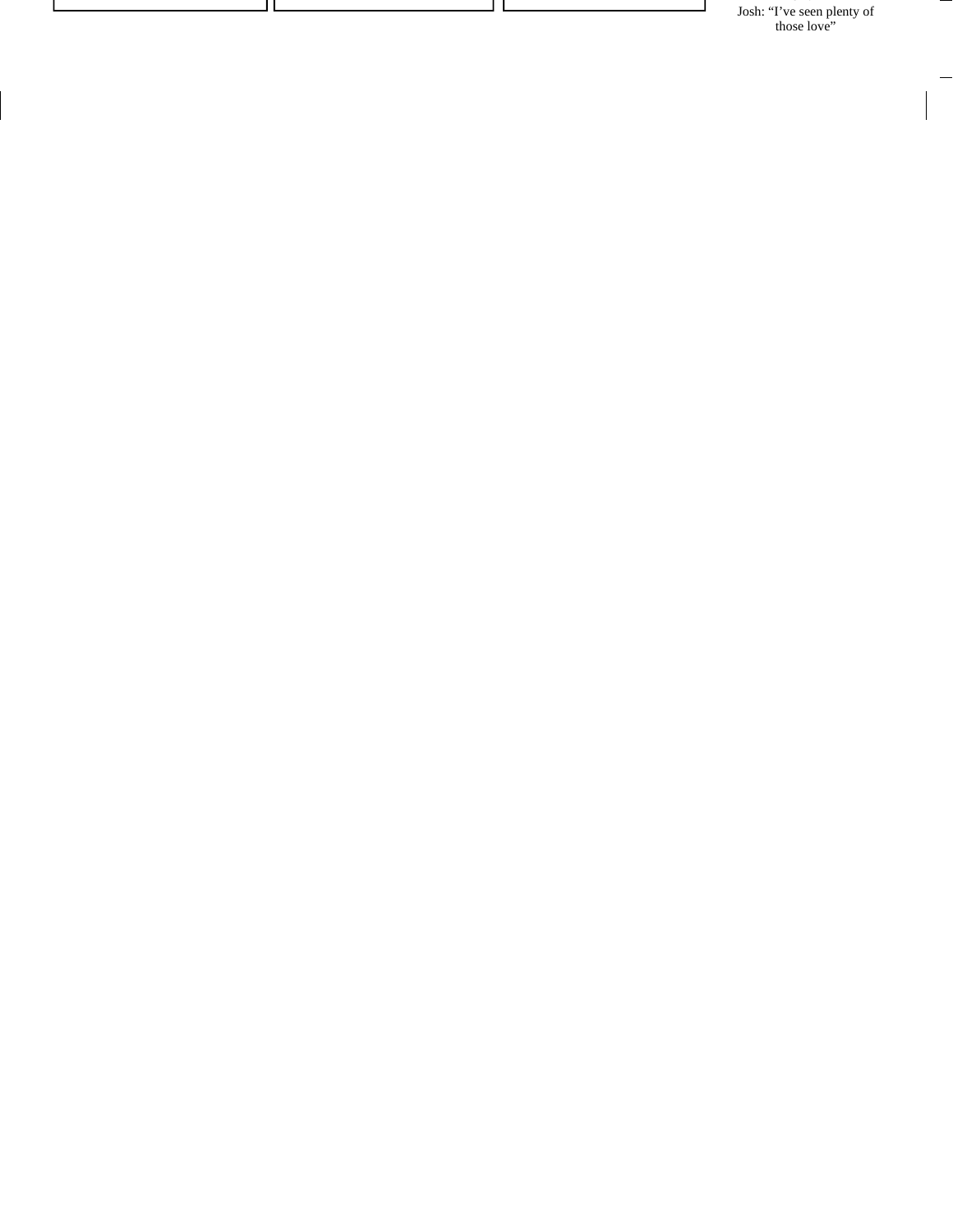Josh: “I’ve seen plenty of those love”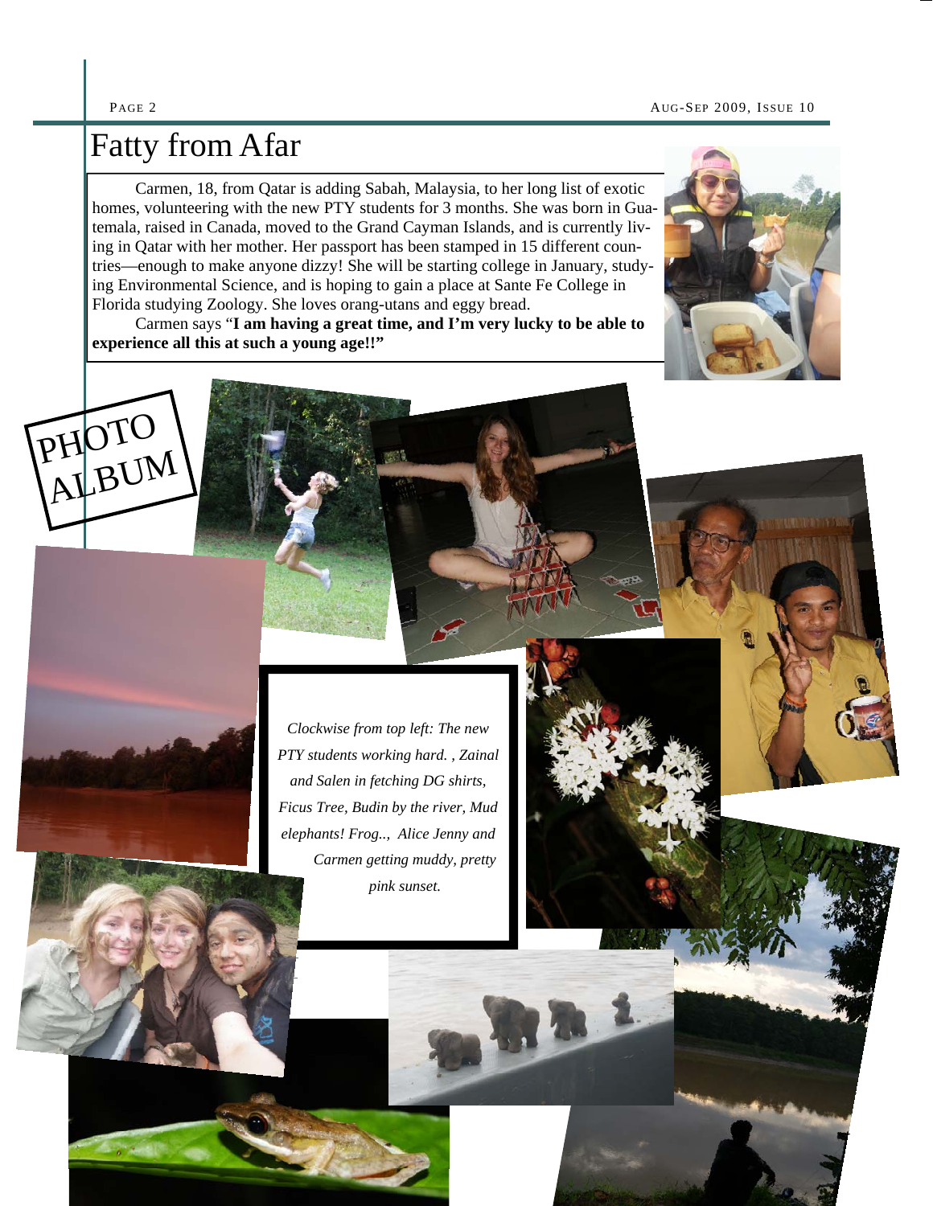# Fatty from Afar

Carmen, 18, from Qatar is adding Sabah, Malaysia, to her long list of exotic homes, volunteering with the new PTY students for 3 months. She was born in Guatemala, raised in Canada, moved to the Grand Cayman Islands, and is currently living in Qatar with her mother. Her passport has been stamped in 15 different countries—enough to make anyone dizzy! She will be starting college in January, studying Environmental Science, and is hoping to gain a place at Sante Fe College in Florida studying Zoology. She loves orang-utans and eggy bread.

Carmen says "**I am having a great time, and I'm very lucky to be able to experience all this at such a young age!!**"

## PHOTO ALBUM

*Clockwise from top left: The new PTY students working hard. , Zainal and Salen in fetching DG shirts, Ficus Tree, Budin by the river, Mud elephants! Frog.., Alice Jenny and Carmen getting muddy, pretty pink sunset.*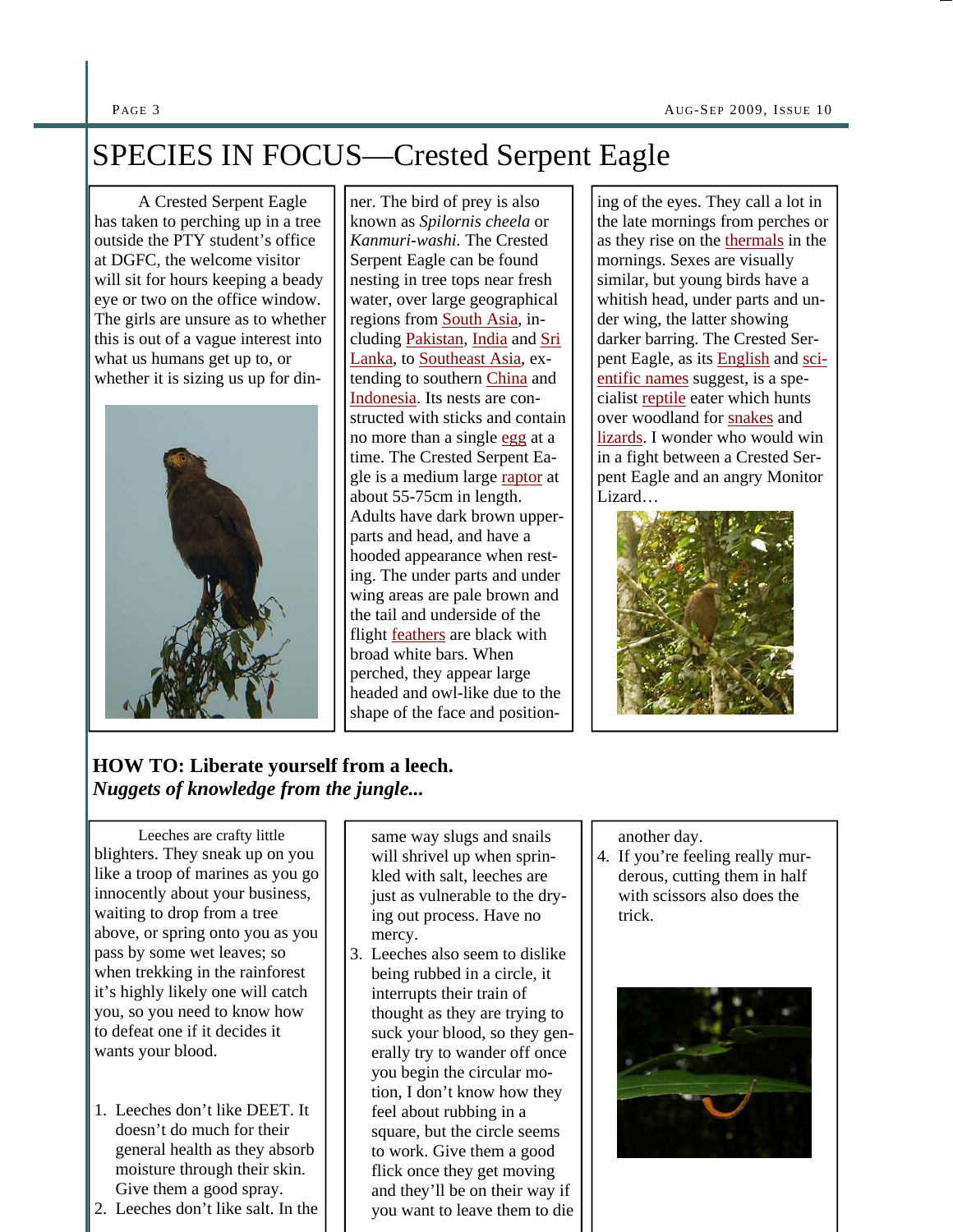# SPECIES IN FOCUS—Crested Serpent Eagle

A Crested Serpent Eagle has taken to perching up in a tree outside the PTY student's office at DGFC, the welcome visitor will sit for hours keeping a beady eye or two on the office window. The girls are unsure as to whether this is out of a vague interest into what us humans get up to, or whether it is sizing us up for dinner. The bird of prey is also known as *Spilornis cheela* or *Kanmuri-washi*. The Crested Serpent Eagle can be found nesting in tree tops near fresh water, over large geographical regions from South Asia, including Pakistan, India and Sri Lanka, to Southeast Asia, extending to southern China and Indonesia. Its nests are constructed with sticks and contain no more than a single egg at a time. The Crested Serpent Eagle is a medium large raptor at about 55-75cm in length. Adults have dark brown upperparts and head, and have a hooded appearance when resting. The under parts and under wing areas are pale brown and the tail and underside of the flight feathers are black with broad white bars. When perched, they appear large headed and owl-like due to the shape of the face and positioning of the eyes. They call a lot in the late mornings from perches or as they rise on the thermals in the mornings. Sexes are visually similar, but young birds have a whitish head, under parts and under wing, the latter showing darker barring. The Crested Serpent Eagle, as its English and scientific names suggest, is a specialist reptile eater which hunts over woodland for snakes and lizards. I wonder who would win in a fight between a Crested Serpent Eagle and an angry Monitor Lizard…

## HOW TO: Liberate yourself from a leech.

***Nuggets of knowledge from the jungle...***

Leeches are crafty little blighters. They sneak up on you like a troop of marines as you go innocently about your business, waiting to drop from a tree above, or spring onto you as you pass by some wet leaves; so when trekking in the rainforest it's highly likely one will catch you, so you need to know how to defeat one if it decides it wants your blood.

1. Leeches don't like DEET. It doesn't do much for their general health as they absorb moisture through their skin. Give them a good spray.
2. Leeches don't like salt. In the same way slugs and snails will shrivel up when sprinkled with salt, leeches are just as vulnerable to the drying out process. Have no mercy.
3. Leeches also seem to dislike being rubbed in a circle, it interrupts their train of thought as they are trying to suck your blood, so they generally try to wander off once you begin the circular motion, I don't know how they feel about rubbing in a square, but the circle seems to work. Give them a good flick once they get moving and they'll be on their way if you want to leave them to die another day.
4. If you're feeling really murderous, cutting them in half with scissors also does the trick.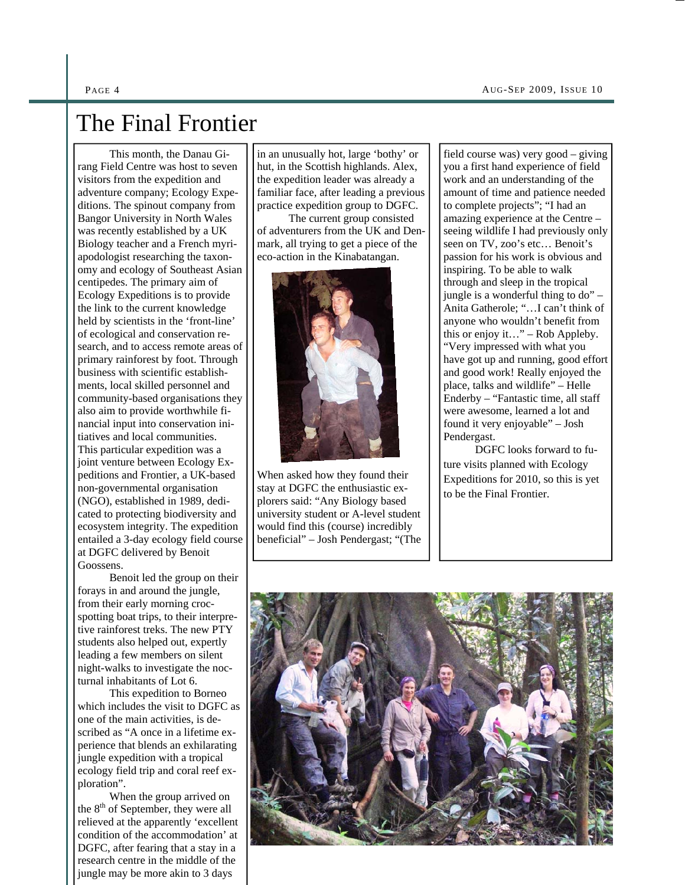# The Final Frontier

This month, the Danau Girang Field Centre was host to seven visitors from the expedition and adventure company; Ecology Expeditions. The spinout company from Bangor University in North Wales was recently established by a UK Biology teacher and a French myriapodologist researching the taxonomy and ecology of Southeast Asian centipedes. The primary aim of Ecology Expeditions is to provide the link to the current knowledge held by scientists in the 'front-line' of ecological and conservation research, and to access remote areas of primary rainforest by foot. Through business with scientific establishments, local skilled personnel and community-based organisations they also aim to provide worthwhile financial input into conservation initiatives and local communities. This particular expedition was a joint venture between Ecology Expeditions and Frontier, a UK-based non-governmental organisation (NGO), established in 1989, dedicated to protecting biodiversity and ecosystem integrity. The expedition entailed a 3-day ecology field course at DGFC delivered by Benoit Goossens.

Benoit led the group on their forays in and around the jungle, from their early morning croc-spotting boat trips, to their interpretive rainforest treks. The new PTY students also helped out, expertly leading a few members on silent night-walks to investigate the nocturnal inhabitants of Lot 6.

This expedition to Borneo which includes the visit to DGFC as one of the main activities, is described as "A once in a lifetime experience that blends an exhilarating jungle expedition with a tropical ecology field trip and coral reef exploration".

When the group arrived on the 8th of September, they were all relieved at the apparently 'excellent condition of the accommodation' at DGFC, after fearing that a stay in a research centre in the middle of the jungle may be more akin to 3 days in an unusually hot, large 'bothy' or hut, in the Scottish highlands. Alex, the expedition leader was already a familiar face, after leading a previous practice expedition group to DGFC.

The current group consisted of adventurers from the UK and Denmark, all trying to get a piece of the eco-action in the Kinabatangan.

When asked how they found their stay at DGFC the enthusiastic explorers said: "Any Biology based university student or A-level student would find this (course) incredibly beneficial" – Josh Pendergast; "(The field course was) very good – giving you a first hand experience of field work and an understanding of the amount of time and patience needed to complete projects"; "I had an amazing experience at the Centre – seeing wildlife I had previously only seen on TV, zoo's etc… Benoit's passion for his work is obvious and inspiring. To be able to walk through and sleep in the tropical jungle is a wonderful thing to do" – Anita Gatherole; "…I can't think of anyone who wouldn't benefit from this or enjoy it…" – Rob Appleby. "Very impressed with what you have got up and running, good effort and good work! Really enjoyed the place, talks and wildlife" – Helle Enderby – "Fantastic time, all staff were awesome, learned a lot and found it very enjoyable" – Josh Pendergast.

DGFC looks forward to future visits planned with Ecology Expeditions for 2010, so this is yet to be the Final Frontier.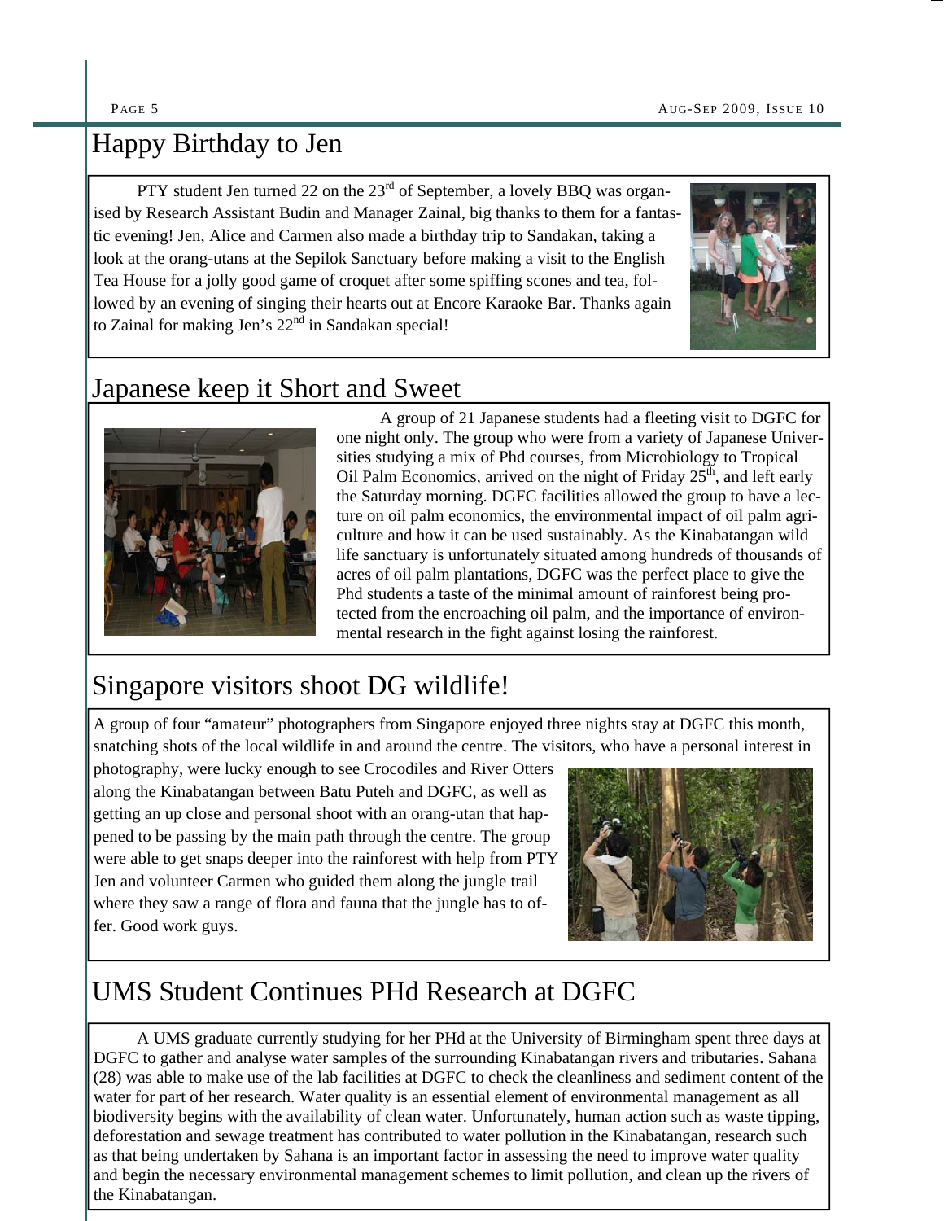## Happy Birthday to Jen

PTY student Jen turned 22 on the 23rd of September, a lovely BBQ was organised by Research Assistant Budin and Manager Zainal, big thanks to them for a fantastic evening! Jen, Alice and Carmen also made a birthday trip to Sandakan, taking a look at the orang-utans at the Sepilok Sanctuary before making a visit to the English Tea House for a jolly good game of croquet after some spiffing scones and tea, followed by an evening of singing their hearts out at Encore Karaoke Bar. Thanks again to Zainal for making Jen's 22nd in Sandakan special!

## Japanese keep it Short and Sweet

A group of 21 Japanese students had a fleeting visit to DGFC for one night only. The group who were from a variety of Japanese Universities studying a mix of Phd courses, from Microbiology to Tropical Oil Palm Economics, arrived on the night of Friday 25th, and left early the Saturday morning. DGFC facilities allowed the group to have a lecture on oil palm economics, the environmental impact of oil palm agriculture and how it can be used sustainably. As the Kinabatangan wild life sanctuary is unfortunately situated among hundreds of thousands of acres of oil palm plantations, DGFC was the perfect place to give the Phd students a taste of the minimal amount of rainforest being protected from the encroaching oil palm, and the importance of environmental research in the fight against losing the rainforest.

## Singapore visitors shoot DG wildlife!

A group of four "amateur" photographers from Singapore enjoyed three nights stay at DGFC this month, snatching shots of the local wildlife in and around the centre. The visitors, who have a personal interest in photography, were lucky enough to see Crocodiles and River Otters along the Kinabatangan between Batu Puteh and DGFC, as well as getting an up close and personal shoot with an orang-utan that happened to be passing by the main path through the centre. The group were able to get snaps deeper into the rainforest with help from PTY Jen and volunteer Carmen who guided them along the jungle trail where they saw a range of flora and fauna that the jungle has to offer. Good work guys.

## UMS Student Continues PHd Research at DGFC

A UMS graduate currently studying for her PHd at the University of Birmingham spent three days at DGFC to gather and analyse water samples of the surrounding Kinabatangan rivers and tributaries. Sahana (28) was able to make use of the lab facilities at DGFC to check the cleanliness and sediment content of the water for part of her research. Water quality is an essential element of environmental management as all biodiversity begins with the availability of clean water. Unfortunately, human action such as waste tipping, deforestation and sewage treatment has contributed to water pollution in the Kinabatangan, research such as that being undertaken by Sahana is an important factor in assessing the need to improve water quality and begin the necessary environmental management schemes to limit pollution, and clean up the rivers of the Kinabatangan.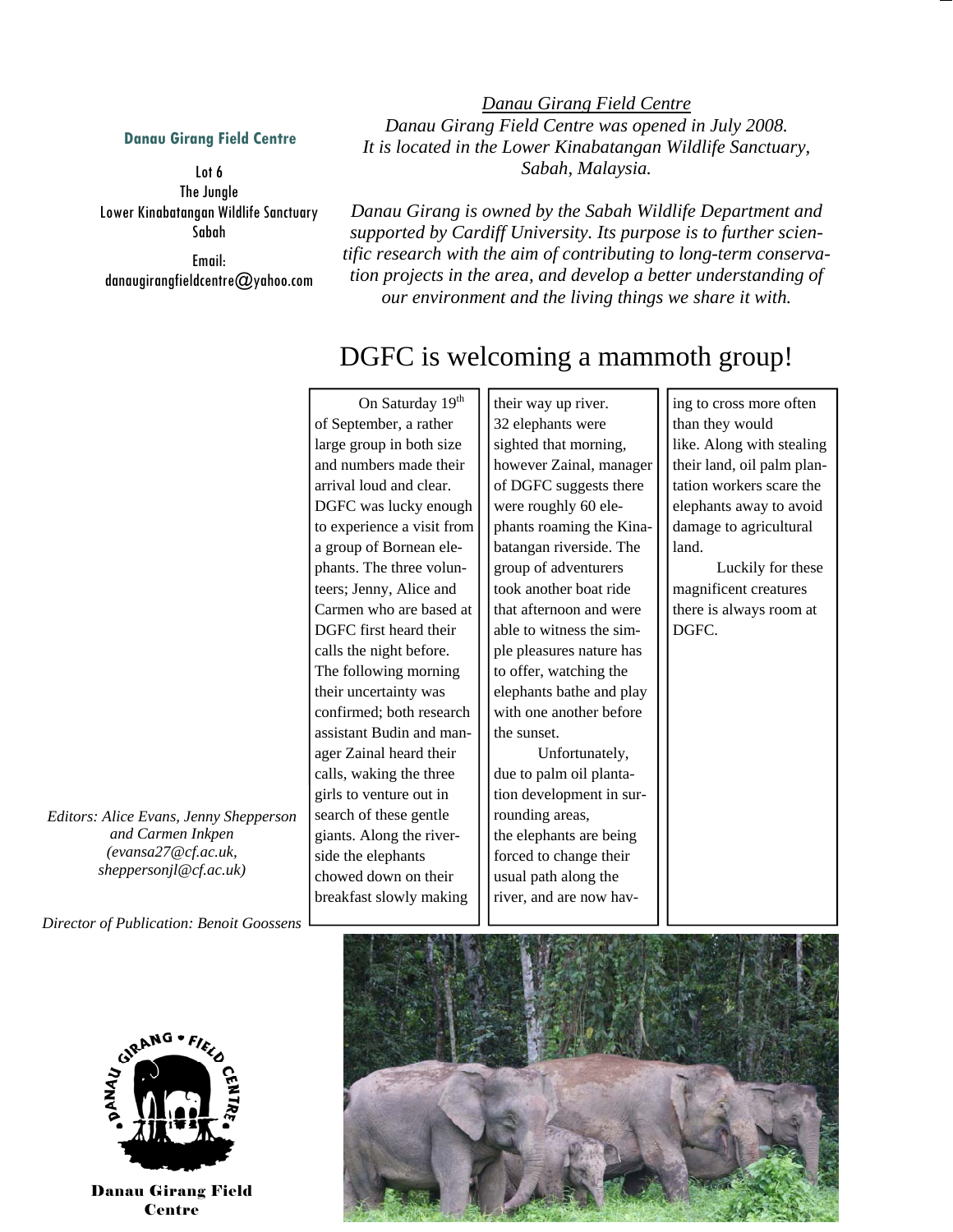**Danau Girang Field Centre**

Lot 6
The Jungle
Lower Kinabatangan Wildlife Sanctuary
Sabah

Email:
danaugirangfieldcentre@yahoo.com

*Danau Girang Field Centre*

*Danau Girang Field Centre was opened in July 2008. It is located in the Lower Kinabatangan Wildlife Sanctuary, Sabah, Malaysia.*

*Danau Girang is owned by the Sabah Wildlife Department and supported by Cardiff University. Its purpose is to further scientific research with the aim of contributing to long-term conservation projects in the area, and develop a better understanding of our environment and the living things we share it with.*

# DGFC is welcoming a mammoth group!

On Saturday 19th of September, a rather large group in both size and numbers made their arrival loud and clear. DGFC was lucky enough to experience a visit from a group of Bornean elephants. The three volunteers; Jenny, Alice and Carmen who are based at DGFC first heard their calls the night before. The following morning their uncertainty was confirmed; both research assistant Budin and manager Zainal heard their calls, waking the three girls to venture out in search of these gentle giants. Along the riverside the elephants chowed down on their breakfast slowly making their way up river. 32 elephants were sighted that morning, however Zainal, manager of DGFC suggests there were roughly 60 elephants roaming the Kinabatangan riverside. The group of adventurers took another boat ride that afternoon and were able to witness the simple pleasures nature has to offer, watching the elephants bathe and play with one another before the sunset.

Unfortunately, due to palm oil plantation development in surrounding areas, the elephants are being forced to change their usual path along the river, and are now having to cross more often than they would like. Along with stealing their land, oil palm plantation workers scare the elephants away to avoid damage to agricultural land.

Luckily for these magnificent creatures there is always room at DGFC.

*Editors: Alice Evans, Jenny Shepperson and Carmen Inkpen (evansa27@cf.ac.uk, sheppersonjl@cf.ac.uk)*

*Director of Publication: Benoit Goossens*

Danau Girang Field Centre